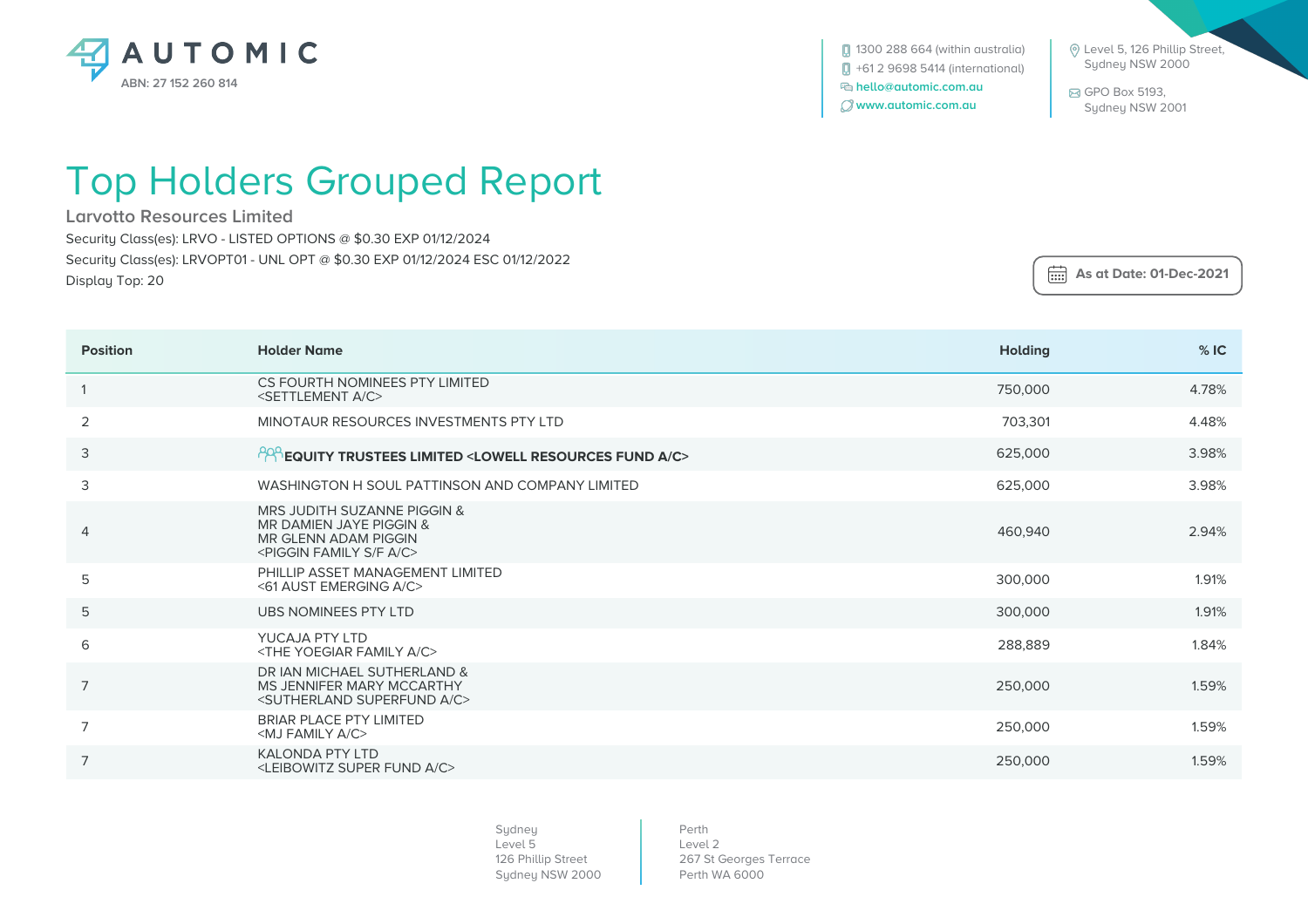AUTOMIC

ABN: 27 152 260 814

1300 288 664 (within australia)
+61 2 9698 5414 (international)
hello@automic.com.au
www.automic.com.au

Level 5, 126 Phillip Street, Sydney NSW 2000

GPO Box 5193, Sydney NSW 2001

# Top Holders Grouped Report

## Larvotto Resources Limited

Security Class(es): LRVO - LISTED OPTIONS @ $0.30 EXP 01/12/2024

Security Class(es): LRVOPT01 - UNL OPT @ $0.30 EXP 01/12/2024 ESC 01/12/2022

Display Top: 20

As at Date: 01-Dec-2021

| Position | Holder Name | Holding | % IC |
|---|---|---|---|
| 1 | CS FOURTH NOMINEES PTY LIMITED <SETTLEMENT A/C> | 750,000 | 4.78% |
| 2 | MINOTAUR RESOURCES INVESTMENTS PTY LTD | 703,301 | 4.48% |
| 3 | **EQUITY TRUSTEES LIMITED <LOWELL RESOURCES FUND A/C>** | 625,000 | 3.98% |
| 3 | WASHINGTON H SOUL PATTINSON AND COMPANY LIMITED | 625,000 | 3.98% |
| 4 | MRS JUDITH SUZANNE PIGGIN & MR DAMIEN JAYE PIGGIN & MR GLENN ADAM PIGGIN <PIGGIN FAMILY S/F A/C> | 460,940 | 2.94% |
| 5 | PHILLIP ASSET MANAGEMENT LIMITED <61 AUST EMERGING A/C> | 300,000 | 1.91% |
| 5 | UBS NOMINEES PTY LTD | 300,000 | 1.91% |
| 6 | YUCAJA PTY LTD <THE YOEGIAR FAMILY A/C> | 288,889 | 1.84% |
| 7 | DR IAN MICHAEL SUTHERLAND & MS JENNIFER MARY MCCARTHY <SUTHERLAND SUPERFUND A/C> | 250,000 | 1.59% |
| 7 | BRIAR PLACE PTY LIMITED <MJ FAMILY A/C> | 250,000 | 1.59% |
| 7 | KALONDA PTY LTD <LEIBOWITZ SUPER FUND A/C> | 250,000 | 1.59% |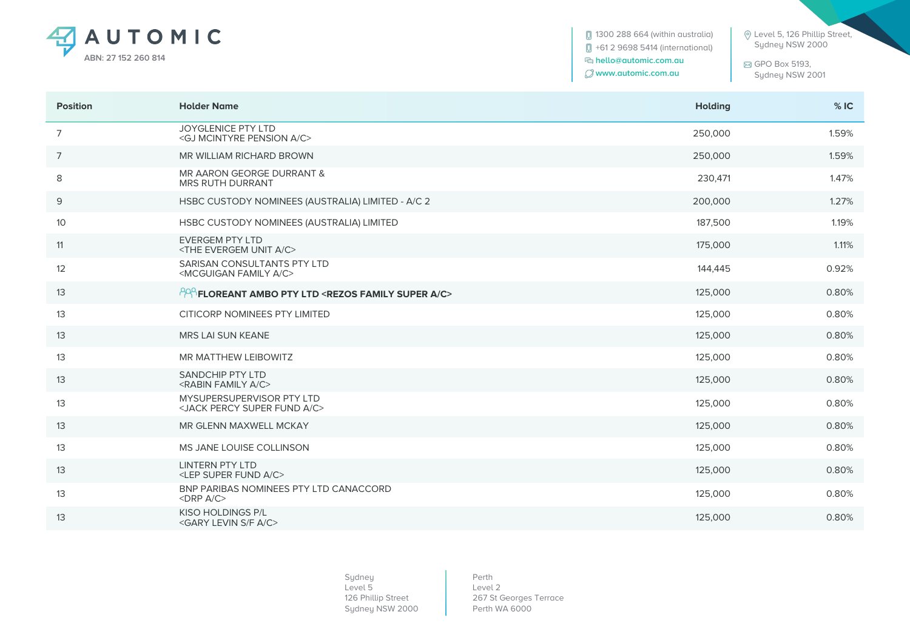| Position | Holder Name | Holding | % IC |
|---|---|---|---|
| 7 | JOYGLENICE PTY LTD <GJ MCINTYRE PENSION A/C> | 250,000 | 1.59% |
| 7 | MR WILLIAM RICHARD BROWN | 250,000 | 1.59% |
| 8 | MR AARON GEORGE DURRANT & MRS RUTH DURRANT | 230,471 | 1.47% |
| 9 | HSBC CUSTODY NOMINEES (AUSTRALIA) LIMITED - A/C 2 | 200,000 | 1.27% |
| 10 | HSBC CUSTODY NOMINEES (AUSTRALIA) LIMITED | 187,500 | 1.19% |
| 11 | EVERGEM PTY LTD <THE EVERGEM UNIT A/C> | 175,000 | 1.11% |
| 12 | SARISAN CONSULTANTS PTY LTD <MCGUIGAN FAMILY A/C> | 144,445 | 0.92% |
| 13 | **FLOREANT AMBO PTY LTD <REZOS FAMILY SUPER A/C>** | 125,000 | 0.80% |
| 13 | CITICORP NOMINEES PTY LIMITED | 125,000 | 0.80% |
| 13 | MRS LAI SUN KEANE | 125,000 | 0.80% |
| 13 | MR MATTHEW LEIBOWITZ | 125,000 | 0.80% |
| 13 | SANDCHIP PTY LTD <RABIN FAMILY A/C> | 125,000 | 0.80% |
| 13 | MYSUPERSUPERVISOR PTY LTD <JACK PERCY SUPER FUND A/C> | 125,000 | 0.80% |
| 13 | MR GLENN MAXWELL MCKAY | 125,000 | 0.80% |
| 13 | MS JANE LOUISE COLLINSON | 125,000 | 0.80% |
| 13 | LINTERN PTY LTD <LEP SUPER FUND A/C> | 125,000 | 0.80% |
| 13 | BNP PARIBAS NOMINEES PTY LTD CANACCORD <DRP A/C> | 125,000 | 0.80% |
| 13 | KISO HOLDINGS P/L <GARY LEVIN S/F A/C> | 125,000 | 0.80% |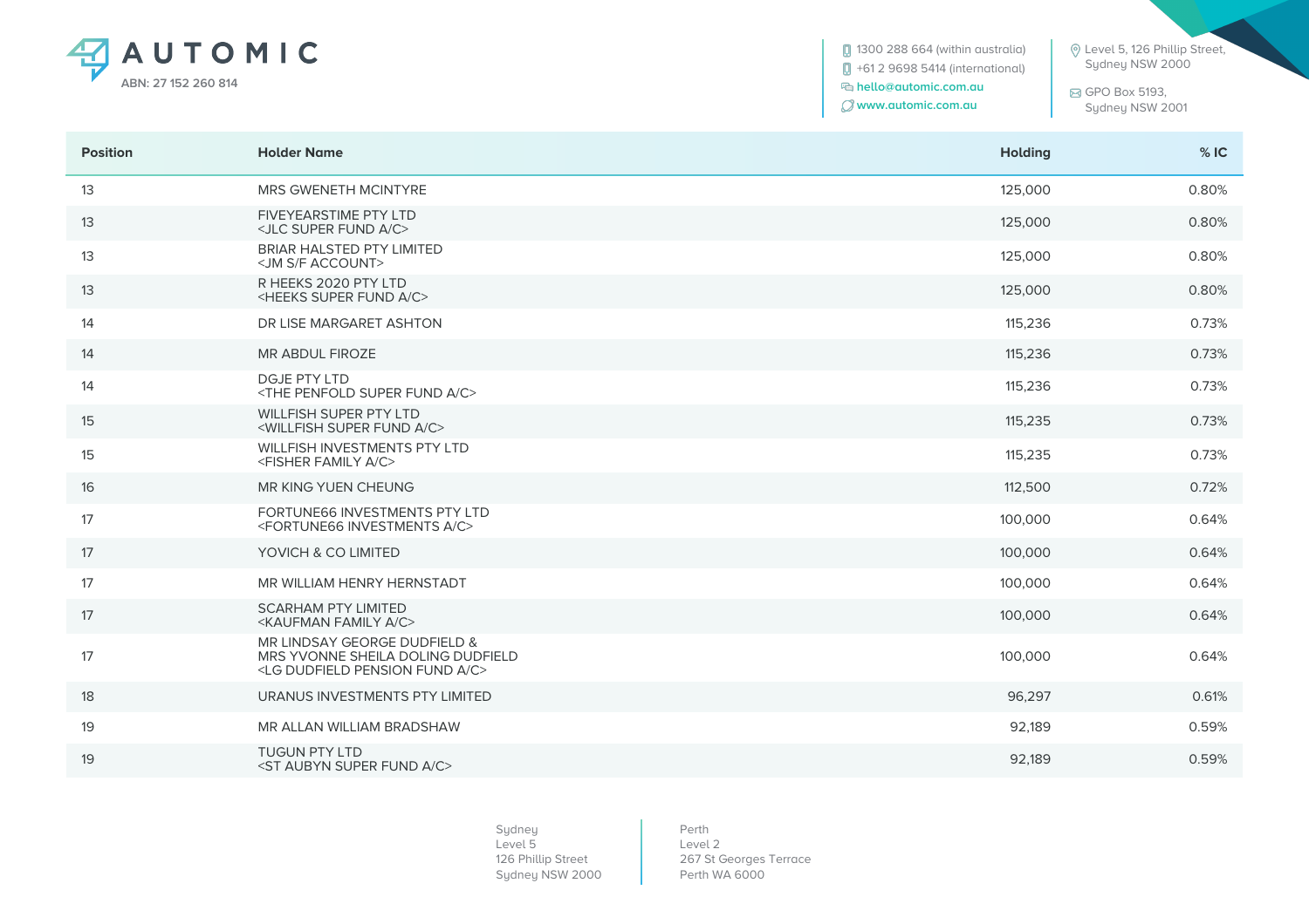| Position | Holder Name | Holding | % IC |
|---|---|---|---|
| 13 | MRS GWENETH MCINTYRE | 125,000 | 0.80% |
| 13 | FIVEYEARSTIME PTY LTD <JLC SUPER FUND A/C> | 125,000 | 0.80% |
| 13 | BRIAR HALSTED PTY LIMITED <JM S/F ACCOUNT> | 125,000 | 0.80% |
| 13 | R HEEKS 2020 PTY LTD <HEEKS SUPER FUND A/C> | 125,000 | 0.80% |
| 14 | DR LISE MARGARET ASHTON | 115,236 | 0.73% |
| 14 | MR ABDUL FIROZE | 115,236 | 0.73% |
| 14 | DGJE PTY LTD <THE PENFOLD SUPER FUND A/C> | 115,236 | 0.73% |
| 15 | WILLFISH SUPER PTY LTD <WILLFISH SUPER FUND A/C> | 115,235 | 0.73% |
| 15 | WILLFISH INVESTMENTS PTY LTD <FISHER FAMILY A/C> | 115,235 | 0.73% |
| 16 | MR KING YUEN CHEUNG | 112,500 | 0.72% |
| 17 | FORTUNE66 INVESTMENTS PTY LTD <FORTUNE66 INVESTMENTS A/C> | 100,000 | 0.64% |
| 17 | YOVICH & CO LIMITED | 100,000 | 0.64% |
| 17 | MR WILLIAM HENRY HERNSTADT | 100,000 | 0.64% |
| 17 | SCARHAM PTY LIMITED <KAUFMAN FAMILY A/C> | 100,000 | 0.64% |
| 17 | MR LINDSAY GEORGE DUDFIELD & MRS YVONNE SHEILA DOLING DUDFIELD <LG DUDFIELD PENSION FUND A/C> | 100,000 | 0.64% |
| 18 | URANUS INVESTMENTS PTY LIMITED | 96,297 | 0.61% |
| 19 | MR ALLAN WILLIAM BRADSHAW | 92,189 | 0.59% |
| 19 | TUGUN PTY LTD <ST AUBYN SUPER FUND A/C> | 92,189 | 0.59% |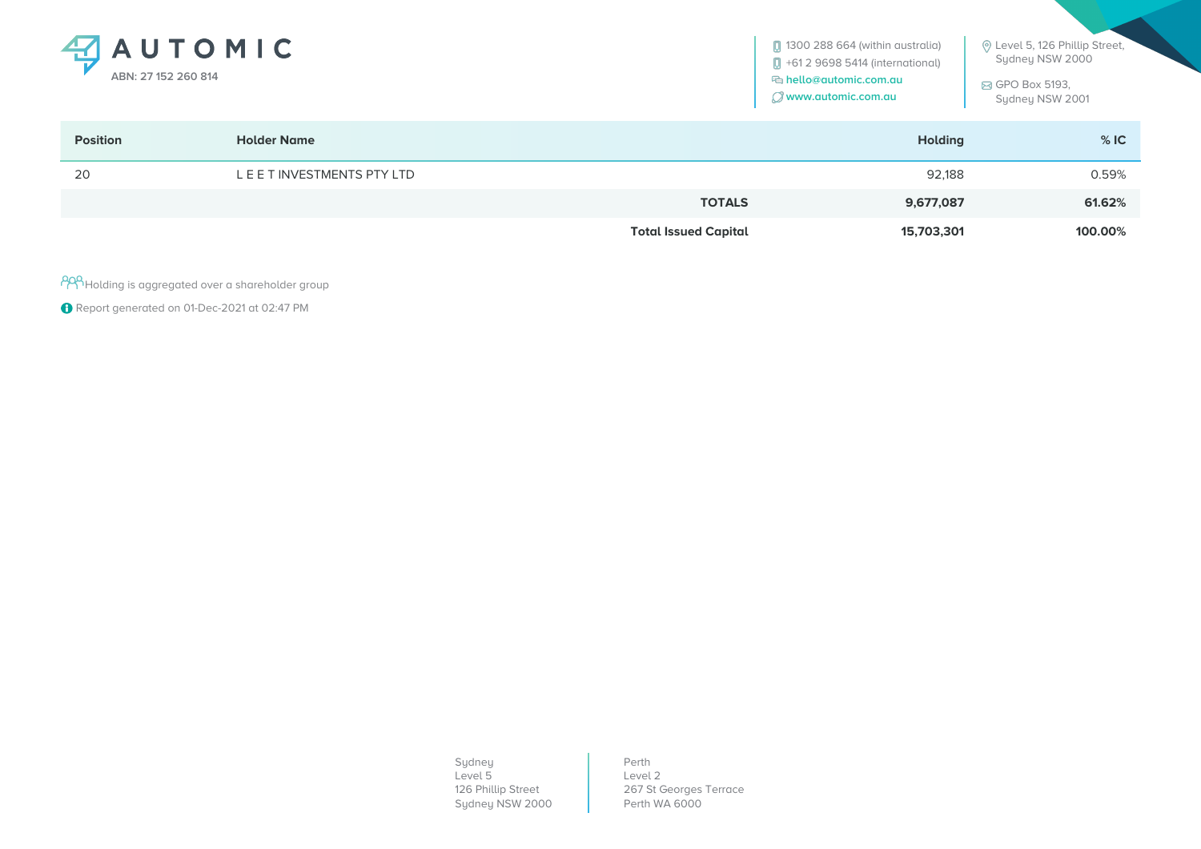| Position | Holder Name | Holding | % IC |
| --- | --- | --- | --- |
| 20 | L E E T INVESTMENTS PTY LTD | 92,188 | 0.59% |
| | **TOTALS** | **9,677,087** | **61.62%** |
| | **Total Issued Capital** | **15,703,301** | **100.00%** |

Holding is aggregated over a shareholder group

Report generated on 01-Dec-2021 at 02:47 PM